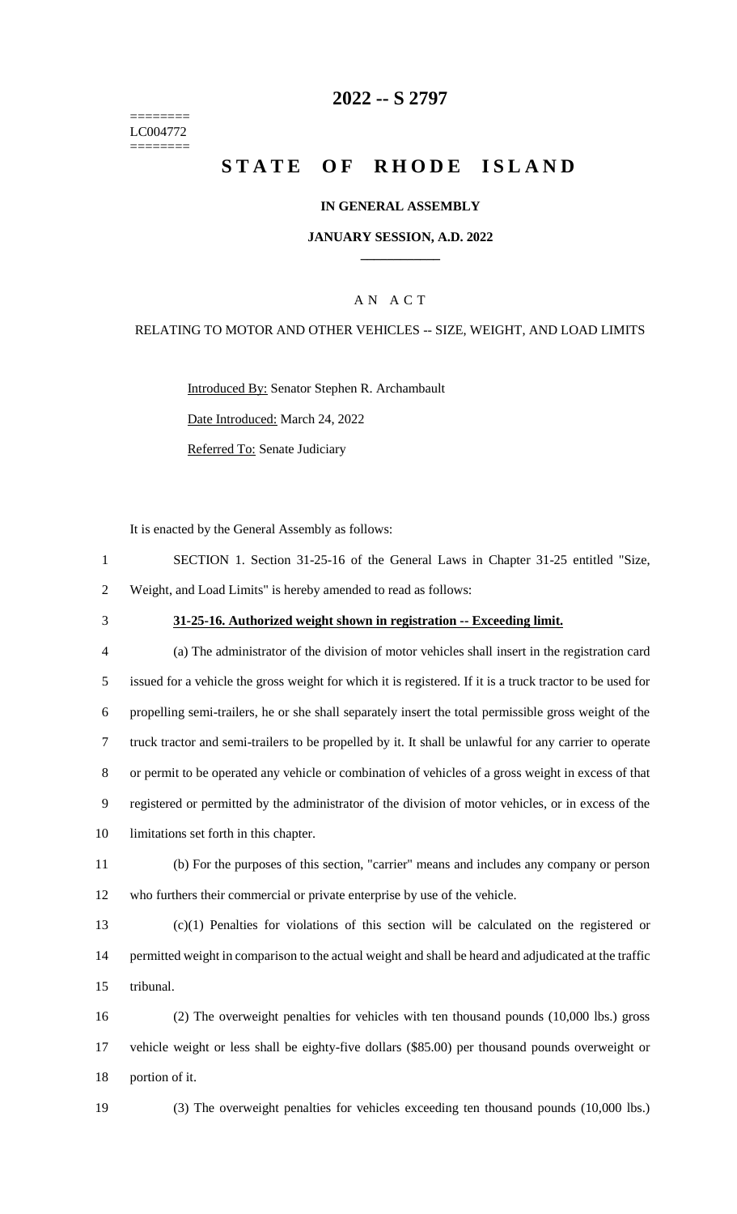========
LC004772
========

# 2022 -- S 2797

# STATE OF RHODE ISLAND

**IN GENERAL ASSEMBLY**

**JANUARY SESSION, A.D. 2022**

A N A C T

RELATING TO MOTOR AND OTHER VEHICLES -- SIZE, WEIGHT, AND LOAD LIMITS

Introduced By: Senator Stephen R. Archambault

Date Introduced: March 24, 2022

Referred To: Senate Judiciary

It is enacted by the General Assembly as follows:

SECTION 1. Section 31-25-16 of the General Laws in Chapter 31-25 entitled "Size, Weight, and Load Limits" is hereby amended to read as follows:

**31-25-16. Authorized weight shown in registration -- Exceeding limit.**

(a) The administrator of the division of motor vehicles shall insert in the registration card issued for a vehicle the gross weight for which it is registered. If it is a truck tractor to be used for propelling semi-trailers, he or she shall separately insert the total permissible gross weight of the truck tractor and semi-trailers to be propelled by it. It shall be unlawful for any carrier to operate or permit to be operated any vehicle or combination of vehicles of a gross weight in excess of that registered or permitted by the administrator of the division of motor vehicles, or in excess of the limitations set forth in this chapter.

(b) For the purposes of this section, "carrier" means and includes any company or person who furthers their commercial or private enterprise by use of the vehicle.

(c)(1) Penalties for violations of this section will be calculated on the registered or permitted weight in comparison to the actual weight and shall be heard and adjudicated at the traffic tribunal.

(2) The overweight penalties for vehicles with ten thousand pounds (10,000 lbs.) gross vehicle weight or less shall be eighty-five dollars ($85.00) per thousand pounds overweight or portion of it.

(3) The overweight penalties for vehicles exceeding ten thousand pounds (10,000 lbs.)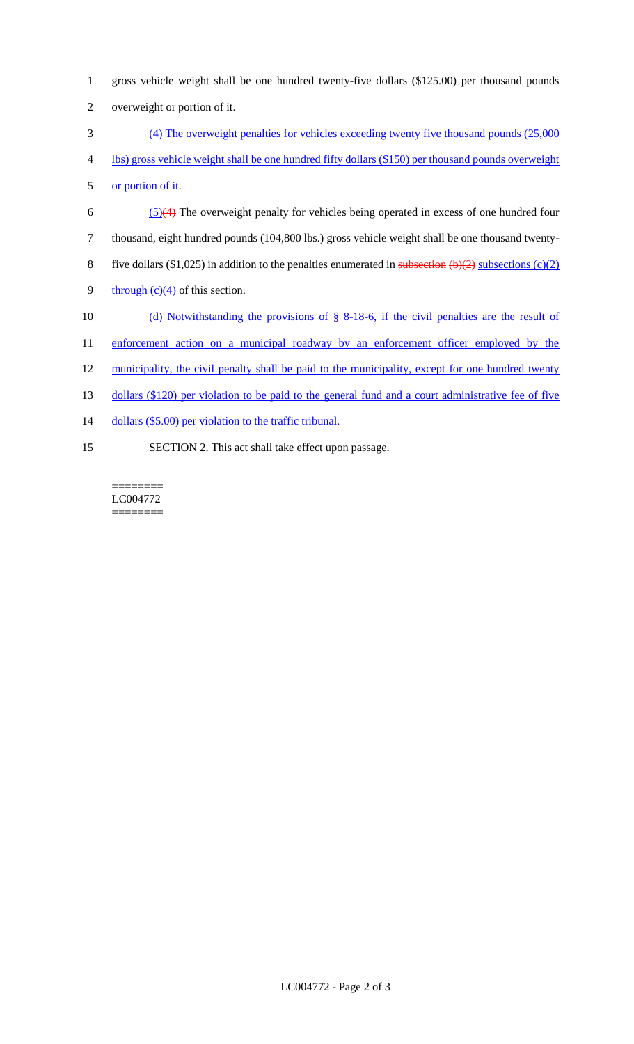gross vehicle weight shall be one hundred twenty-five dollars ($125.00) per thousand pounds overweight or portion of it.

(4) The overweight penalties for vehicles exceeding twenty five thousand pounds (25,000 lbs) gross vehicle weight shall be one hundred fifty dollars ($150) per thousand pounds overweight or portion of it.

(5)~~(4)~~ The overweight penalty for vehicles being operated in excess of one hundred four thousand, eight hundred pounds (104,800 lbs.) gross vehicle weight shall be one thousand twenty-five dollars ($1,025) in addition to the penalties enumerated in ~~subsection (b)(2)~~ subsections (c)(2) through (c)(4) of this section.

(d) Notwithstanding the provisions of § 8-18-6, if the civil penalties are the result of enforcement action on a municipal roadway by an enforcement officer employed by the municipality, the civil penalty shall be paid to the municipality, except for one hundred twenty dollars ($120) per violation to be paid to the general fund and a court administrative fee of five dollars ($5.00) per violation to the traffic tribunal.

SECTION 2. This act shall take effect upon passage.

========
LC004772
========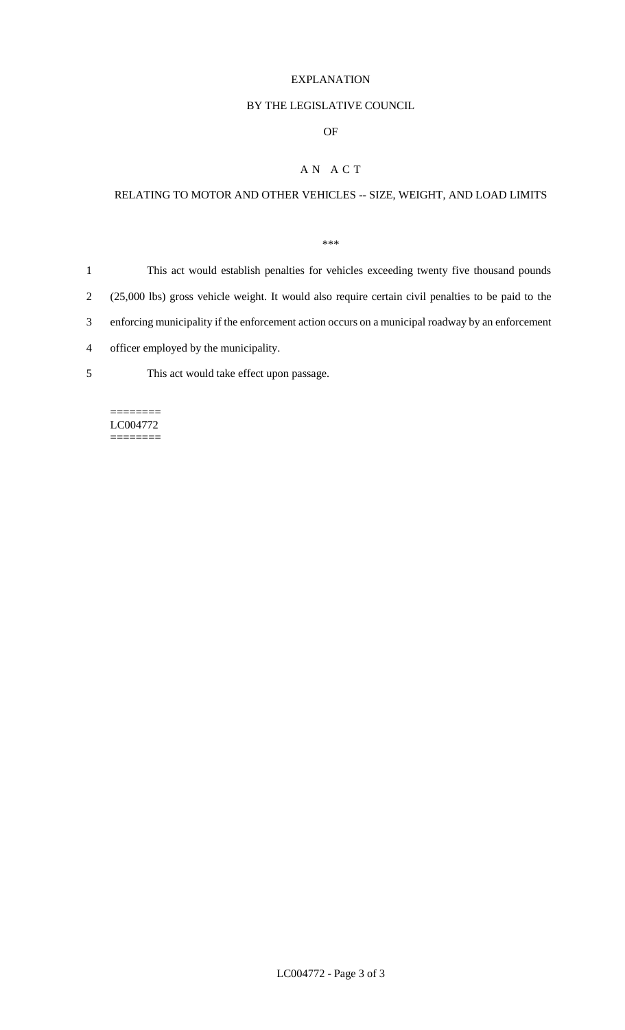EXPLANATION

BY THE LEGISLATIVE COUNCIL

OF

A N A C T

RELATING TO MOTOR AND OTHER VEHICLES -- SIZE, WEIGHT, AND LOAD LIMITS

\*\*\*

1 This act would establish penalties for vehicles exceeding twenty five thousand pounds
2 (25,000 lbs) gross vehicle weight. It would also require certain civil penalties to be paid to the
3 enforcing municipality if the enforcement action occurs on a municipal roadway by an enforcement
4 officer employed by the municipality.
5 This act would take effect upon passage.

========
LC004772
========